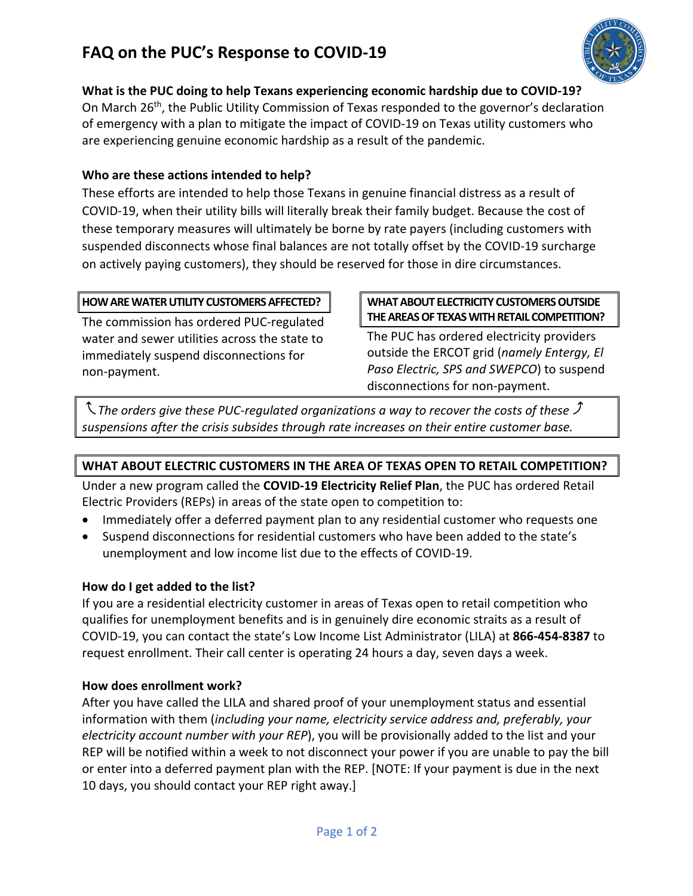# FAQ on the PUC's Response to COVID-19

### What is the PUC doing to help Texans experiencing economic hardship due to COVID-19?

On March 26th, the Public Utility Commission of Texas responded to the governor's declaration of emergency with a plan to mitigate the impact of COVID-19 on Texas utility customers who are experiencing genuine economic hardship as a result of the pandemic.

### Who are these actions intended to help?

These efforts are intended to help those Texans in genuine financial distress as a result of COVID-19, when their utility bills will literally break their family budget. Because the cost of these temporary measures will ultimately be borne by rate payers (including customers with suspended disconnects whose final balances are not totally offset by the COVID-19 surcharge on actively paying customers), they should be reserved for those in dire circumstances.

### HOW ARE WATER UTILITY CUSTOMERS AFFECTED?

The commission has ordered PUC-regulated water and sewer utilities across the state to immediately suspend disconnections for non-payment.

### WHAT ABOUT ELECTRICITY CUSTOMERS OUTSIDE THE AREAS OF TEXAS WITH RETAIL COMPETITION?

The PUC has ordered electricity providers outside the ERCOT grid (*namely Entergy, El Paso Electric, SPS and SWEPCO*) to suspend disconnections for non-payment.

*The orders give these PUC-regulated organizations a way to recover the costs of these suspensions after the crisis subsides through rate increases on their entire customer base.*

### WHAT ABOUT ELECTRIC CUSTOMERS IN THE AREA OF TEXAS OPEN TO RETAIL COMPETITION?

Under a new program called the **COVID-19 Electricity Relief Plan**, the PUC has ordered Retail Electric Providers (REPs) in areas of the state open to competition to:

- Immediately offer a deferred payment plan to any residential customer who requests one
- Suspend disconnections for residential customers who have been added to the state's unemployment and low income list due to the effects of COVID-19.

### How do I get added to the list?

If you are a residential electricity customer in areas of Texas open to retail competition who qualifies for unemployment benefits and is in genuinely dire economic straits as a result of COVID-19, you can contact the state's Low Income List Administrator (LILA) at **866-454-8387** to request enrollment. Their call center is operating 24 hours a day, seven days a week.

### How does enrollment work?

After you have called the LILA and shared proof of your unemployment status and essential information with them (*including your name, electricity service address and, preferably, your electricity account number with your REP*), you will be provisionally added to the list and your REP will be notified within a week to not disconnect your power if you are unable to pay the bill or enter into a deferred payment plan with the REP. [NOTE: If your payment is due in the next 10 days, you should contact your REP right away.]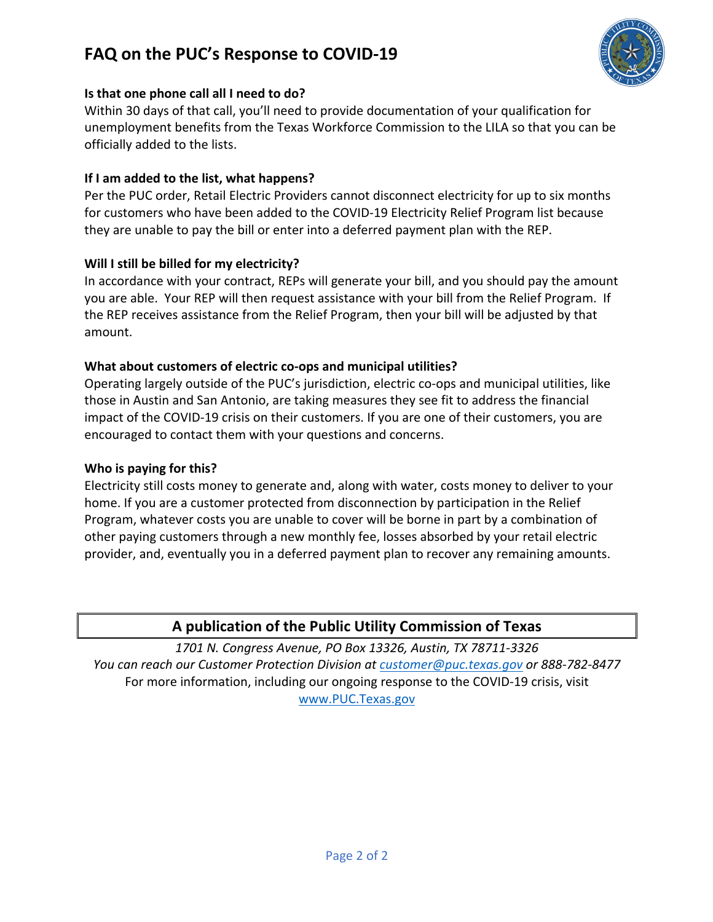### Is that one phone call all I need to do?

Within 30 days of that call, you'll need to provide documentation of your qualification for unemployment benefits from the Texas Workforce Commission to the LILA so that you can be officially added to the lists.

### If I am added to the list, what happens?

Per the PUC order, Retail Electric Providers cannot disconnect electricity for up to six months for customers who have been added to the COVID-19 Electricity Relief Program list because they are unable to pay the bill or enter into a deferred payment plan with the REP.

### Will I still be billed for my electricity?

In accordance with your contract, REPs will generate your bill, and you should pay the amount you are able. Your REP will then request assistance with your bill from the Relief Program. If the REP receives assistance from the Relief Program, then your bill will be adjusted by that amount.

### What about customers of electric co-ops and municipal utilities?

Operating largely outside of the PUC's jurisdiction, electric co-ops and municipal utilities, like those in Austin and San Antonio, are taking measures they see fit to address the financial impact of the COVID-19 crisis on their customers. If you are one of their customers, you are encouraged to contact them with your questions and concerns.

### Who is paying for this?

Electricity still costs money to generate and, along with water, costs money to deliver to your home. If you are a customer protected from disconnection by participation in the Relief Program, whatever costs you are unable to cover will be borne in part by a combination of other paying customers through a new monthly fee, losses absorbed by your retail electric provider, and, eventually you in a deferred payment plan to recover any remaining amounts.

---

**A publication of the Public Utility Commission of Texas**

*1701 N. Congress Avenue, PO Box 13326, Austin, TX 78711-3326*

*You can reach our Customer Protection Division at customer@puc.texas.gov or 888-782-8477*

For more information, including our ongoing response to the COVID-19 crisis, visit www.PUC.Texas.gov